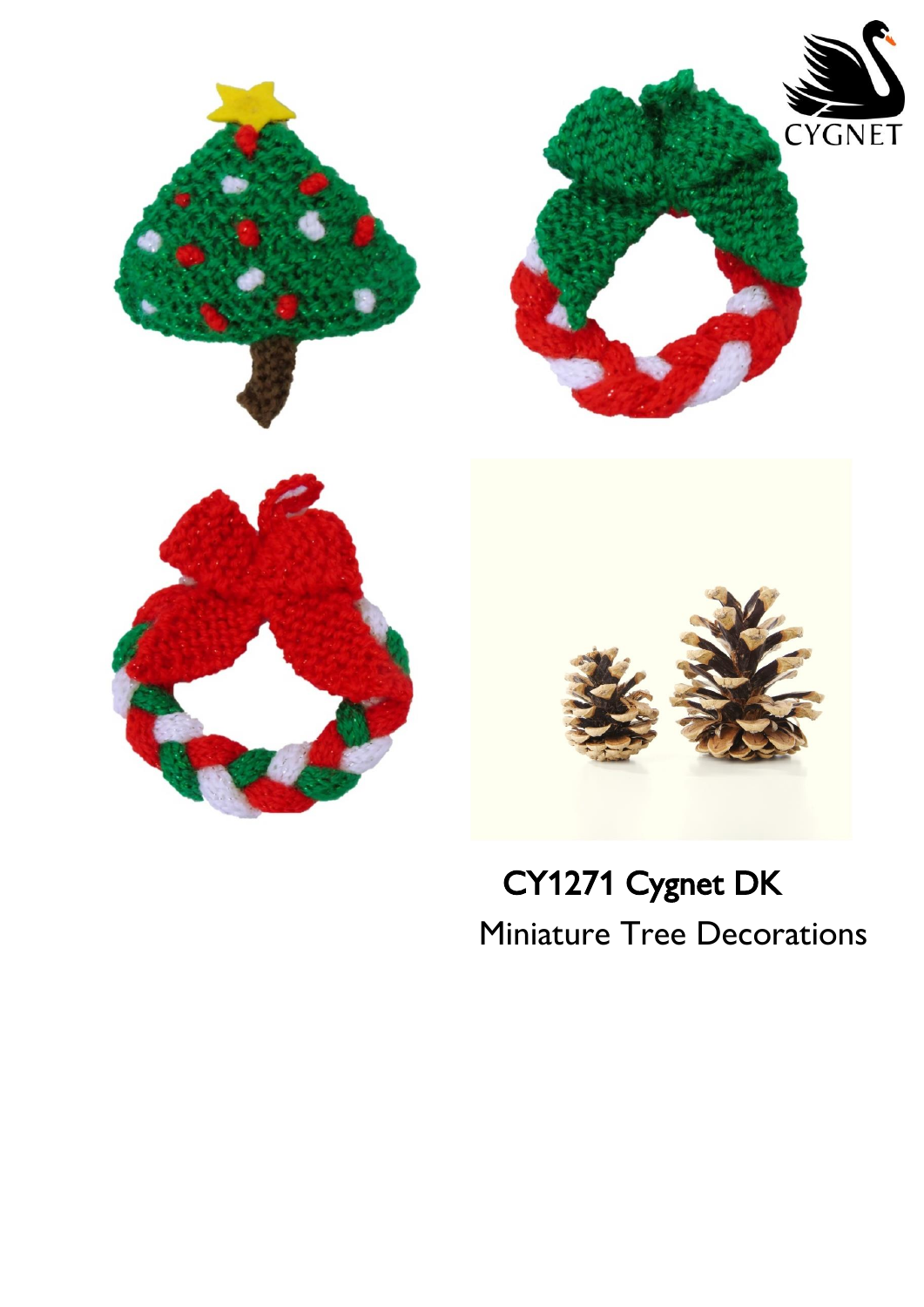CYGNET

# CY1271 Cygnet DK

## Miniature Tree Decorations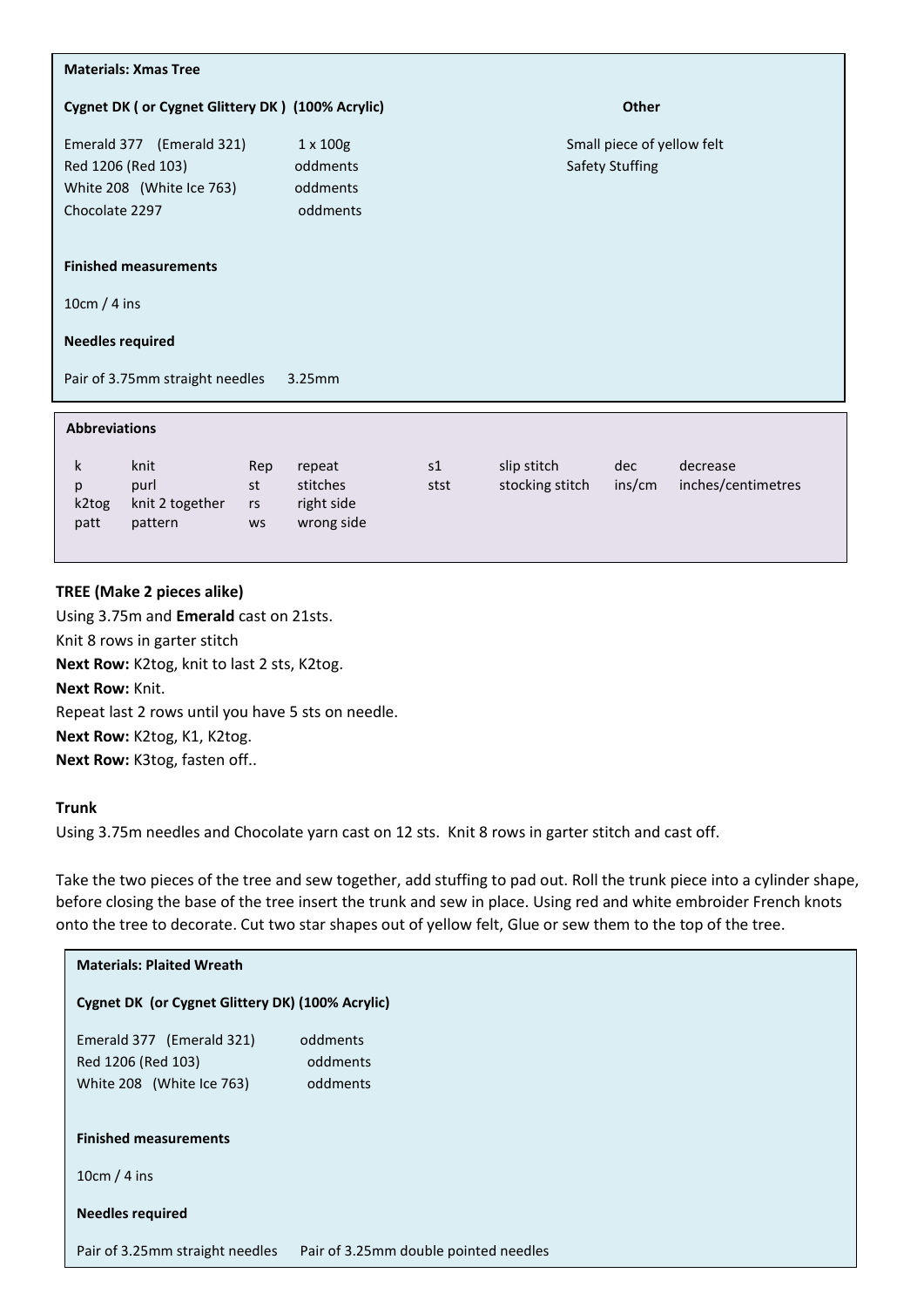**Materials: Xmas Tree**

| Cygnet DK ( or Cygnet Glittery DK ) (100% Acrylic) | | Other |
|---|---|---|
| Emerald 377 (Emerald 321) | 1 x 100g | Small piece of yellow felt |
| Red 1206 (Red 103) | oddments | Safety Stuffing |
| White 208 (White Ice 763) | oddments | |
| Chocolate 2297 | oddments | |

**Finished measurements**

10cm / 4 ins

**Needles required**

Pair of 3.75mm straight needles 3.25mm

**Abbreviations**

| | | | | | | | |
|---|---|---|---|---|---|---|---|
| k | knit | Rep | repeat | s1 | slip stitch | dec | decrease |
| p | purl | st | stitches | stst | stocking stitch | ins/cm | inches/centimetres |
| k2tog | knit 2 together | rs | right side | | | | |
| patt | pattern | ws | wrong side | | | | |

**TREE (Make 2 pieces alike)**

Using 3.75m and **Emerald** cast on 21sts.

Knit 8 rows in garter stitch

**Next Row:** K2tog, knit to last 2 sts, K2tog.

**Next Row:** Knit.

Repeat last 2 rows until you have 5 sts on needle.

**Next Row:** K2tog, K1, K2tog.

**Next Row:** K3tog, fasten off..

**Trunk**

Using 3.75m needles and Chocolate yarn cast on 12 sts. Knit 8 rows in garter stitch and cast off.

Take the two pieces of the tree and sew together, add stuffing to pad out. Roll the trunk piece into a cylinder shape, before closing the base of the tree insert the trunk and sew in place. Using red and white embroider French knots onto the tree to decorate. Cut two star shapes out of yellow felt, Glue or sew them to the top of the tree.

**Materials: Plaited Wreath**

**Cygnet DK (or Cygnet Glittery DK) (100% Acrylic)**

| | |
|---|---|
| Emerald 377 (Emerald 321) | oddments |
| Red 1206 (Red 103) | oddments |
| White 208 (White Ice 763) | oddments |

**Finished measurements**

10cm / 4 ins

**Needles required**

Pair of 3.25mm straight needles Pair of 3.25mm double pointed needles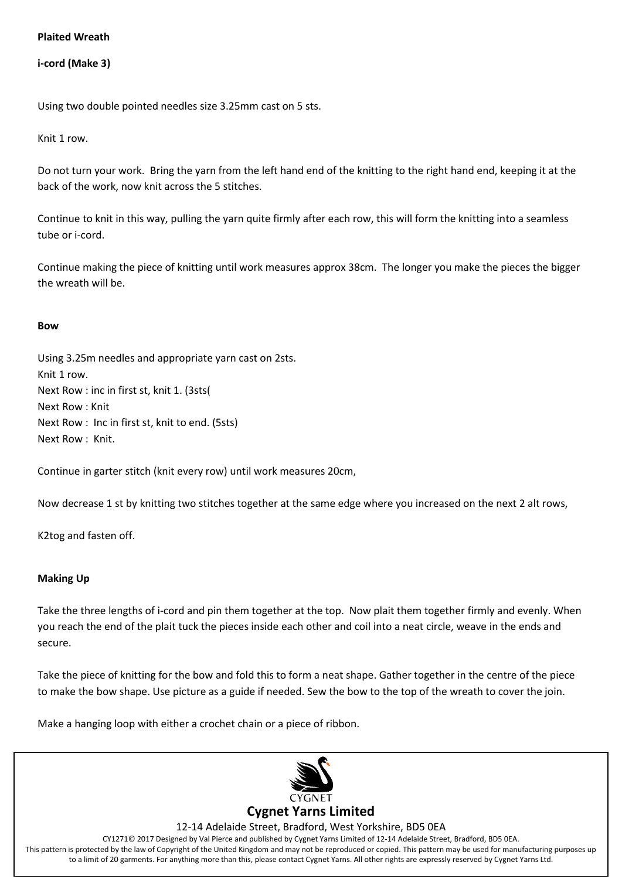**Plaited Wreath**

**i-cord (Make 3)**

Using two double pointed needles size 3.25mm cast on 5 sts.

Knit 1 row.

Do not turn your work. Bring the yarn from the left hand end of the knitting to the right hand end, keeping it at the back of the work, now knit across the 5 stitches.

Continue to knit in this way, pulling the yarn quite firmly after each row, this will form the knitting into a seamless tube or i-cord.

Continue making the piece of knitting until work measures approx 38cm. The longer you make the pieces the bigger the wreath will be.

**Bow**

Using 3.25m needles and appropriate yarn cast on 2sts.
Knit 1 row.
Next Row : inc in first st, knit 1. (3sts(
Next Row : Knit
Next Row : Inc in first st, knit to end. (5sts)
Next Row : Knit.

Continue in garter stitch (knit every row) until work measures 20cm,

Now decrease 1 st by knitting two stitches together at the same edge where you increased on the next 2 alt rows,

K2tog and fasten off.

**Making Up**

Take the three lengths of i-cord and pin them together at the top. Now plait them together firmly and evenly. When you reach the end of the plait tuck the pieces inside each other and coil into a neat circle, weave in the ends and secure.

Take the piece of knitting for the bow and fold this to form a neat shape. Gather together in the centre of the piece to make the bow shape. Use picture as a guide if needed. Sew the bow to the top of the wreath to cover the join.

Make a hanging loop with either a crochet chain or a piece of ribbon.

CYGNET

**Cygnet Yarns Limited**

12-14 Adelaide Street, Bradford, West Yorkshire, BD5 0EA

CY1271© 2017 Designed by Val Pierce and published by Cygnet Yarns Limited of 12-14 Adelaide Street, Bradford, BD5 0EA.
This pattern is protected by the law of Copyright of the United Kingdom and may not be reproduced or copied. This pattern may be used for manufacturing purposes up to a limit of 20 garments. For anything more than this, please contact Cygnet Yarns. All other rights are expressly reserved by Cygnet Yarns Ltd.